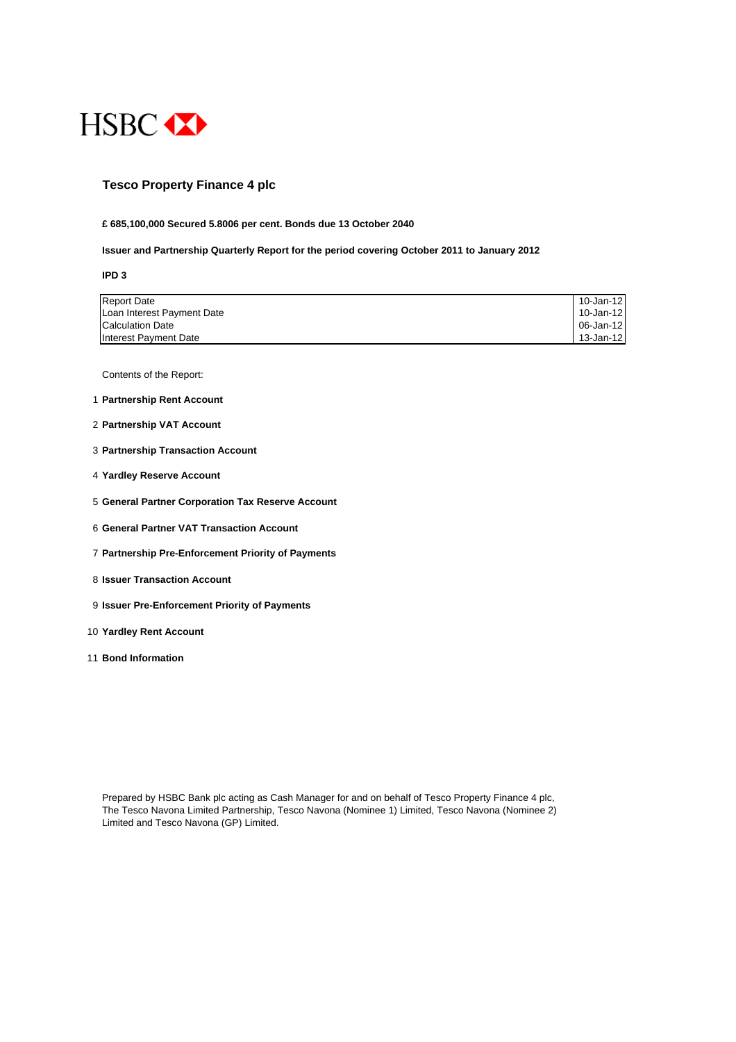HSBC

# Tesco Property Finance 4 plc

**£ 685,100,000 Secured 5.8006 per cent. Bonds due 13 October 2040**

**Issuer and Partnership Quarterly Report for the period covering October 2011 to January 2012**

**IPD 3**

| | |
|---|---|
| Report Date | 10-Jan-12 |
| Loan Interest Payment Date | 10-Jan-12 |
| Calculation Date | 06-Jan-12 |
| Interest Payment Date | 13-Jan-12 |

Contents of the Report:

1. **Partnership Rent Account**
2. **Partnership VAT Account**
3. **Partnership Transaction Account**
4. **Yardley Reserve Account**
5. **General Partner Corporation Tax Reserve Account**
6. **General Partner VAT Transaction Account**
7. **Partnership Pre-Enforcement Priority of Payments**
8. **Issuer Transaction Account**
9. **Issuer Pre-Enforcement Priority of Payments**
10. **Yardley Rent Account**
11. **Bond Information**

Prepared by HSBC Bank plc acting as Cash Manager for and on behalf of Tesco Property Finance 4 plc, The Tesco Navona Limited Partnership, Tesco Navona (Nominee 1) Limited, Tesco Navona (Nominee 2) Limited and Tesco Navona (GP) Limited.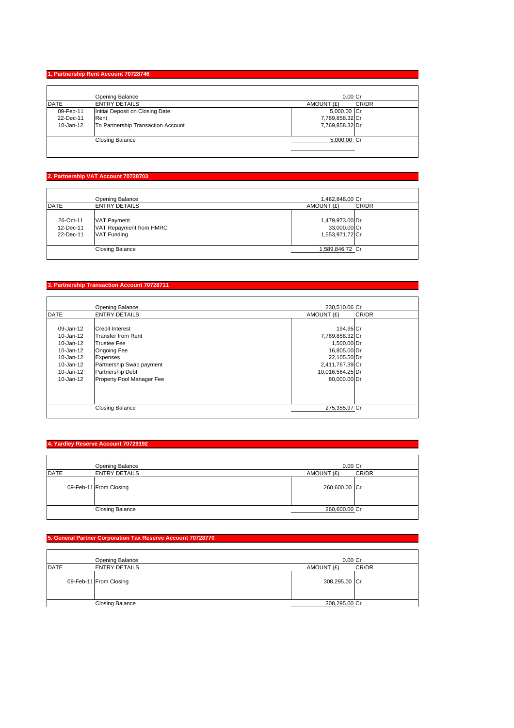## 1. Partnership Rent Account 70728746

| DATE | ENTRY DETAILS | AMOUNT (£) | CR/DR |
|---|---|---|---|
| | Opening Balance | 0.00 | Cr |
| 09-Feb-11 | Initial Deposit on Closing Date | 5,000.00 | Cr |
| 22-Dec-11 | Rent | 7,769,858.32 | Cr |
| 10-Jan-12 | To Partnership Transaction Account | 7,769,858.32 | Dr |
| | Closing Balance | 5,000.00 | Cr |

## 2. Partnership VAT Account 70728703

| DATE | ENTRY DETAILS | AMOUNT (£) | CR/DR |
|---|---|---|---|
| | Opening Balance | 1,482,848.00 | Cr |
| 26-Oct-11 | VAT Payment | 1,479,973.00 | Dr |
| 12-Dec-11 | VAT Repayment from HMRC | 33,000.00 | Cr |
| 22-Dec-11 | VAT Funding | 1,553,971.72 | Cr |
| | Closing Balance | 1,589,846.72 | Cr |

## 3. Partnership Transaction Account 70728711

| DATE | ENTRY DETAILS | AMOUNT (£) | CR/DR |
|---|---|---|---|
| | Opening Balance | 230,510.06 | Cr |
| 09-Jan-12 | Credit Interest | 194.95 | Cr |
| 10-Jan-12 | Transfer from Rent | 7,769,858.32 | Cr |
| 10-Jan-12 | Trustee Fee | 1,500.00 | Dr |
| 10-Jan-12 | Ongoing Fee | 16,805.00 | Dr |
| 10-Jan-12 | Expenses | 22,105.50 | Dr |
| 10-Jan-12 | Partnership Swap payment | 2,411,767.39 | Cr |
| 10-Jan-12 | Partnership Debt | 10,016,564.25 | Dr |
| 10-Jan-12 | Property Pool Manager Fee | 80,000.00 | Dr |
| | Closing Balance | 275,355.97 | Cr |

## 4. Yardley Reserve Account 70729192

| DATE | ENTRY DETAILS | AMOUNT (£) | CR/DR |
|---|---|---|---|
| | Opening Balance | 0.00 | Cr |
| 09-Feb-11 | From Closing | 260,600.00 | Cr |
| | Closing Balance | 260,600.00 | Cr |

## 5. General Partner Corporation Tax Reserve Account 70728770

| DATE | ENTRY DETAILS | AMOUNT (£) | CR/DR |
|---|---|---|---|
| | Opening Balance | 0.00 | Cr |
| 09-Feb-11 | From Closing | 308,295.00 | Cr |
| | Closing Balance | 308,295.00 | Cr |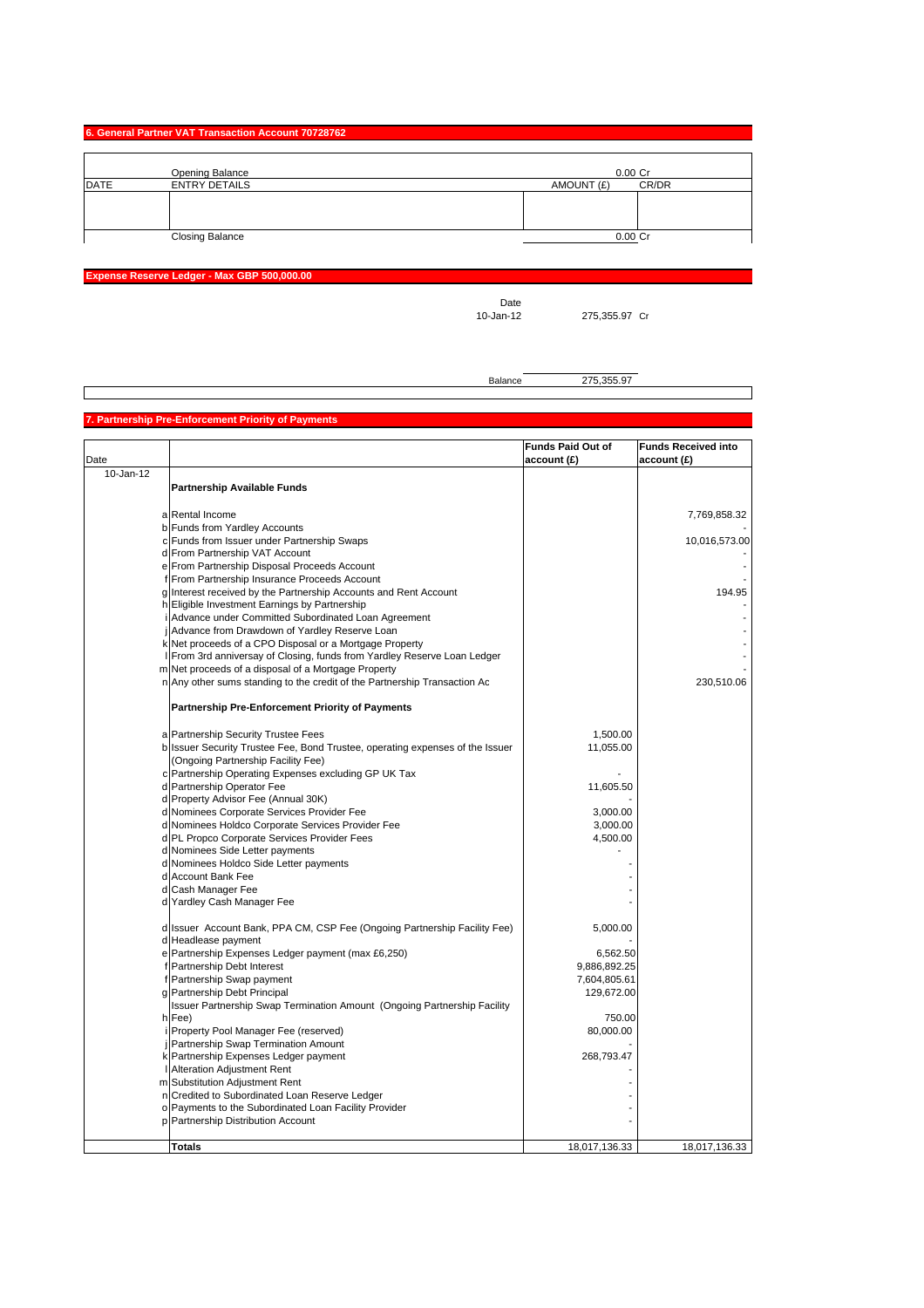## 6. General Partner VAT Transaction Account 70728762

| DATE | ENTRY DETAILS | AMOUNT (£) | CR/DR |
|---|---|---|---|
| | Opening Balance | 0.00 | Cr |
| | | | |
| | Closing Balance | 0.00 | Cr |

## Expense Reserve Ledger - Max GBP 500,000.00

| Date | | |
|---|---|---|
| 10-Jan-12 | 275,355.97 | Cr |
| Balance | 275,355.97 | |

## 7. Partnership Pre-Enforcement Priority of Payments

| Date | | | Funds Paid Out of account (£) | Funds Received into account (£) |
|---|---|---|---|---|
| 10-Jan-12 | | **Partnership Available Funds** | | |
| | a | Rental Income | | 7,769,858.32 |
| | b | Funds from Yardley Accounts | | - |
| | c | Funds from Issuer under Partnership Swaps | | 10,016,573.00 |
| | d | From Partnership VAT Account | | - |
| | e | From Partnership Disposal Proceeds Account | | - |
| | f | From Partnership Insurance Proceeds Account | | - |
| | g | Interest received by the Partnership Accounts and Rent Account | | 194.95 |
| | h | Eligible Investment Earnings by Partnership | | - |
| | i | Advance under Committed Subordinated Loan Agreement | | - |
| | j | Advance from Drawdown of Yardley Reserve Loan | | - |
| | k | Net proceeds of a CPO Disposal or a Mortgage Property | | - |
| | l | From 3rd anniversary of Closing, funds from Yardley Reserve Loan Ledger | | - |
| | m | Net proceeds of a disposal of a Mortgage Property | | - |
| | n | Any other sums standing to the credit of the Partnership Transaction Ac | | 230,510.06 |
| | | **Partnership Pre-Enforcement Priority of Payments** | | |
| | a | Partnership Security Trustee Fees | 1,500.00 | |
| | b | Issuer Security Trustee Fee, Bond Trustee, operating expenses of the Issuer (Ongoing Partnership Facility Fee) | 11,055.00 | |
| | c | Partnership Operating Expenses excluding GP UK Tax | - | |
| | d | Partnership Operator Fee | 11,605.50 | |
| | d | Property Advisor Fee (Annual 30K) | - | |
| | d | Nominees Corporate Services Provider Fee | 3,000.00 | |
| | d | Nominees Holdco Corporate Services Provider Fee | 3,000.00 | |
| | d | PL Propco Corporate Services Provider Fees | 4,500.00 | |
| | d | Nominees Side Letter payments | - | |
| | d | Nominees Holdco Side Letter payments | - | |
| | d | Account Bank Fee | - | |
| | d | Cash Manager Fee | - | |
| | d | Yardley Cash Manager Fee | - | |
| | d | Issuer Account Bank, PPA CM, CSP Fee (Ongoing Partnership Facility Fee) | 5,000.00 | |
| | d | Headlease payment | - | |
| | e | Partnership Expenses Ledger payment (max £6,250) | 6,562.50 | |
| | f | Partnership Debt Interest | 9,886,892.25 | |
| | f | Partnership Swap payment | 7,604,805.61 | |
| | g | Partnership Debt Principal | 129,672.00 | |
| | h | Issuer Partnership Swap Termination Amount (Ongoing Partnership Facility Fee) | 750.00 | |
| | i | Property Pool Manager Fee (reserved) | 80,000.00 | |
| | j | Partnership Swap Termination Amount | - | |
| | k | Partnership Expenses Ledger payment | 268,793.47 | |
| | l | Alteration Adjustment Rent | - | |
| | m | Substitution Adjustment Rent | - | |
| | n | Credited to Subordinated Loan Reserve Ledger | - | |
| | o | Payments to the Subordinated Loan Facility Provider | - | |
| | p | Partnership Distribution Account | - | |
| | | **Totals** | 18,017,136.33 | 18,017,136.33 |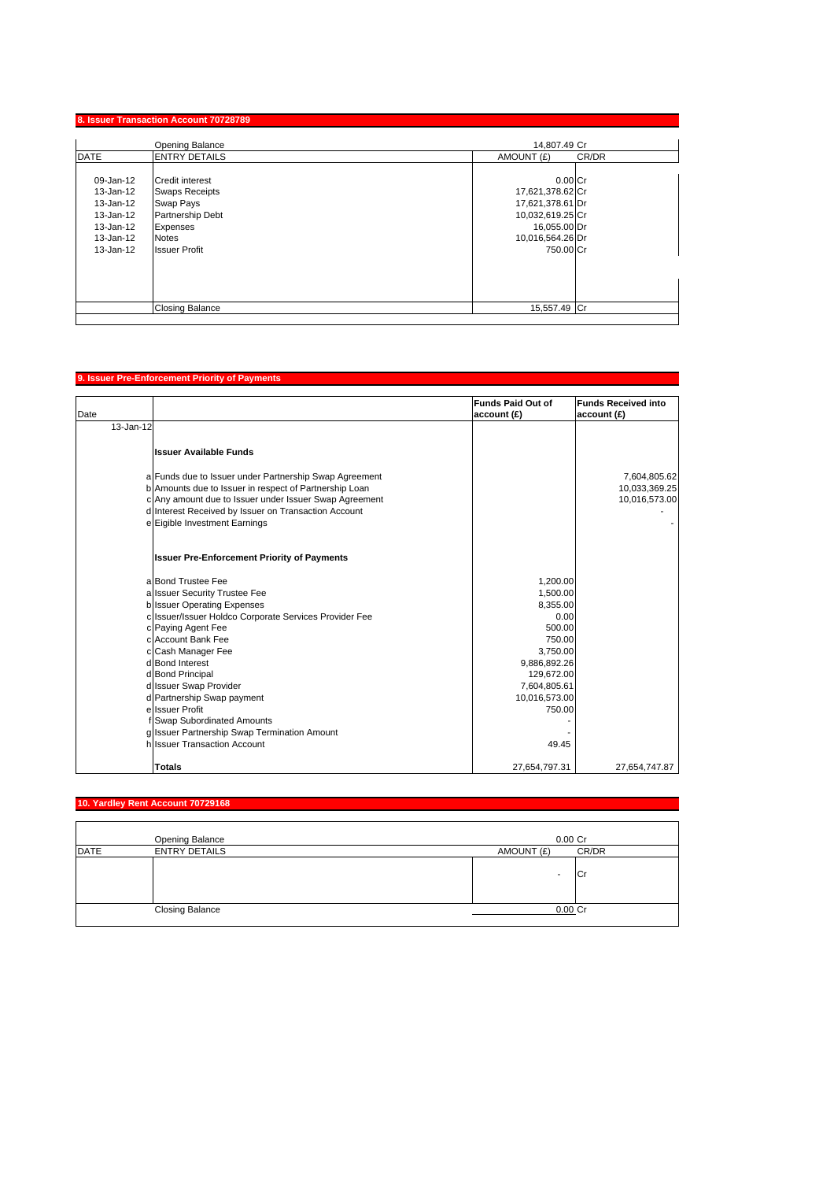## 8. Issuer Transaction Account 70728789

| DATE | ENTRY DETAILS | AMOUNT (£) | CR/DR |
|---|---|---|---|
| | Opening Balance | 14,807.49 | Cr |
| 09-Jan-12 | Credit interest | 0.00 | Cr |
| 13-Jan-12 | Swaps Receipts | 17,621,378.62 | Cr |
| 13-Jan-12 | Swap Pays | 17,621,378.61 | Dr |
| 13-Jan-12 | Partnership Debt | 10,032,619.25 | Cr |
| 13-Jan-12 | Expenses | 16,055.00 | Dr |
| 13-Jan-12 | Notes | 10,016,564.26 | Dr |
| 13-Jan-12 | Issuer Profit | 750.00 | Cr |
| | Closing Balance | 15,557.49 | Cr |

## 9. Issuer Pre-Enforcement Priority of Payments

| Date | | | Funds Paid Out of account (£) | Funds Received into account (£) |
|---|---|---|---|---|
| 13-Jan-12 | | | | |
| | | **Issuer Available Funds** | | |
| | a | Funds due to Issuer under Partnership Swap Agreement | | 7,604,805.62 |
| | b | Amounts due to Issuer in respect of Partnership Loan | | 10,033,369.25 |
| | c | Any amount due to Issuer under Issuer Swap Agreement | | 10,016,573.00 |
| | d | Interest Received by Issuer on Transaction Account | | - |
| | e | Eigible Investment Earnings | | - |
| | | **Issuer Pre-Enforcement Priority of Payments** | | |
| | a | Bond Trustee Fee | 1,200.00 | |
| | a | Issuer Security Trustee Fee | 1,500.00 | |
| | b | Issuer Operating Expenses | 8,355.00 | |
| | c | Issuer/Issuer Holdco Corporate Services Provider Fee | 0.00 | |
| | c | Paying Agent Fee | 500.00 | |
| | c | Account Bank Fee | 750.00 | |
| | c | Cash Manager Fee | 3,750.00 | |
| | d | Bond Interest | 9,886,892.26 | |
| | d | Bond Principal | 129,672.00 | |
| | d | Issuer Swap Provider | 7,604,805.61 | |
| | d | Partnership Swap payment | 10,016,573.00 | |
| | e | Issuer Profit | 750.00 | |
| | f | Swap Subordinated Amounts | - | |
| | g | Issuer Partnership Swap Termination Amount | - | |
| | h | Issuer Transaction Account | 49.45 | |
| | | **Totals** | 27,654,797.31 | 27,654,747.87 |

## 10. Yardley Rent Account 70729168

| DATE | ENTRY DETAILS | AMOUNT (£) | CR/DR |
|---|---|---|---|
| | Opening Balance | 0.00 | Cr |
| | | - | Cr |
| | Closing Balance | 0.00 | Cr |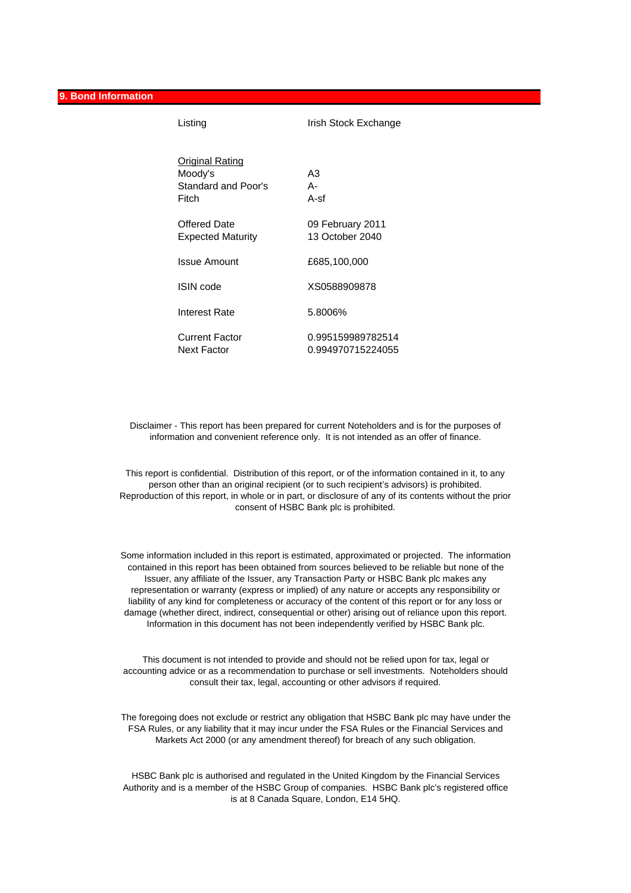## 9. Bond Information

| | |
|---|---|
| Listing | Irish Stock Exchange |
| Original Rating | |
| Moody's | A3 |
| Standard and Poor's | A- |
| Fitch | A-sf |
| Offered Date | 09 February 2011 |
| Expected Maturity | 13 October 2040 |
| Issue Amount | £685,100,000 |
| ISIN code | XS0588909878 |
| Interest Rate | 5.8006% |
| Current Factor | 0.995159989782514 |
| Next Factor | 0.994970715224055 |

Disclaimer - This report has been prepared for current Noteholders and is for the purposes of information and convenient reference only. It is not intended as an offer of finance.

This report is confidential. Distribution of this report, or of the information contained in it, to any person other than an original recipient (or to such recipient's advisors) is prohibited. Reproduction of this report, in whole or in part, or disclosure of any of its contents without the prior consent of HSBC Bank plc is prohibited.

Some information included in this report is estimated, approximated or projected. The information contained in this report has been obtained from sources believed to be reliable but none of the Issuer, any affiliate of the Issuer, any Transaction Party or HSBC Bank plc makes any representation or warranty (express or implied) of any nature or accepts any responsibility or liability of any kind for completeness or accuracy of the content of this report or for any loss or damage (whether direct, indirect, consequential or other) arising out of reliance upon this report. Information in this document has not been independently verified by HSBC Bank plc.

This document is not intended to provide and should not be relied upon for tax, legal or accounting advice or as a recommendation to purchase or sell investments. Noteholders should consult their tax, legal, accounting or other advisors if required.

The foregoing does not exclude or restrict any obligation that HSBC Bank plc may have under the FSA Rules, or any liability that it may incur under the FSA Rules or the Financial Services and Markets Act 2000 (or any amendment thereof) for breach of any such obligation.

HSBC Bank plc is authorised and regulated in the United Kingdom by the Financial Services Authority and is a member of the HSBC Group of companies. HSBC Bank plc's registered office is at 8 Canada Square, London, E14 5HQ.